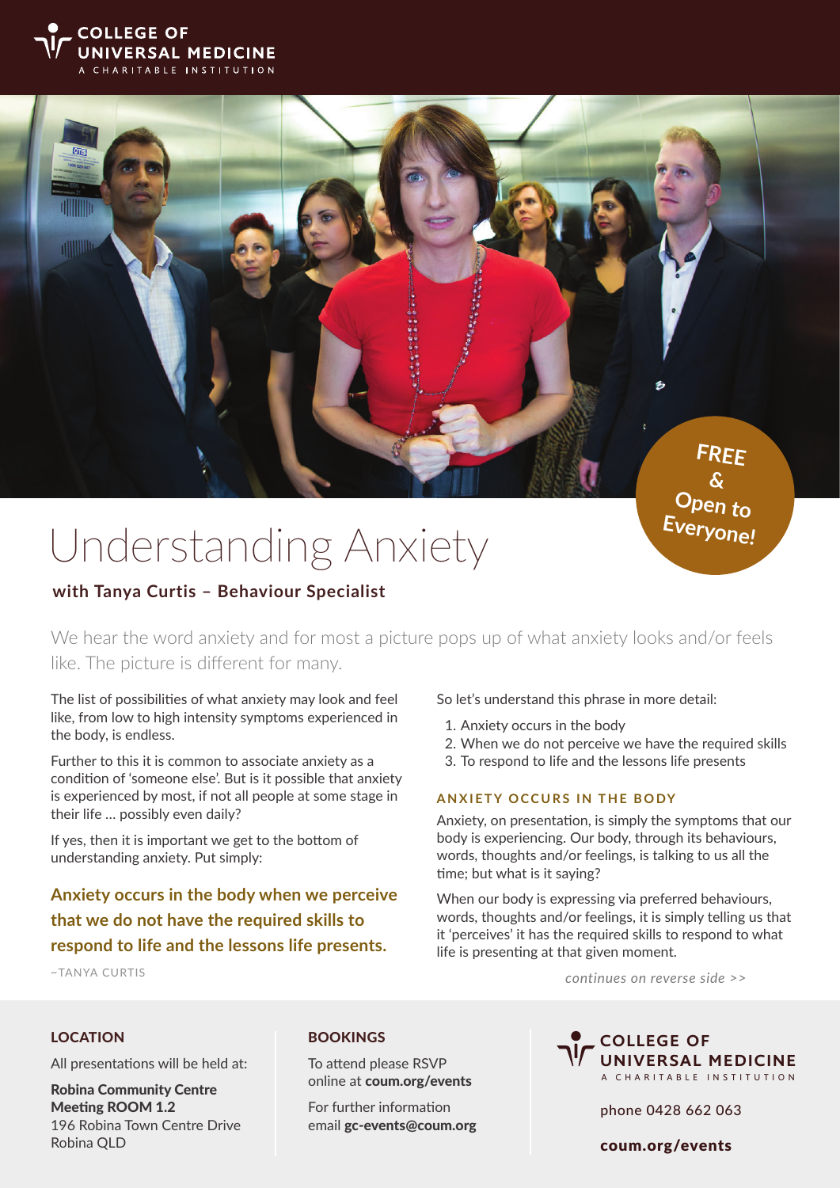**COLLEGE OF UNIVERSAL MEDICINE**
A CHARITABLE INSTITUTION

FREE & Open to Everyone!

# Understanding Anxiety

### with Tanya Curtis – Behaviour Specialist

We hear the word anxiety and for most a picture pops up of what anxiety looks and/or feels like. The picture is different for many.

The list of possibilities of what anxiety may look and feel like, from low to high intensity symptoms experienced in the body, is endless.

Further to this it is common to associate anxiety as a condition of 'someone else'. But is it possible that anxiety is experienced by most, if not all people at some stage in their life … possibly even daily?

If yes, then it is important we get to the bottom of understanding anxiety. Put simply:

**Anxiety occurs in the body when we perceive that we do not have the required skills to respond to life and the lessons life presents.**

~TANYA CURTIS

So let's understand this phrase in more detail:

1. Anxiety occurs in the body
2. When we do not perceive we have the required skills
3. To respond to life and the lessons life presents

#### ANXIETY OCCURS IN THE BODY

Anxiety, on presentation, is simply the symptoms that our body is experiencing. Our body, through its behaviours, words, thoughts and/or feelings, is talking to us all the time; but what is it saying?

When our body is expressing via preferred behaviours, words, thoughts and/or feelings, it is simply telling us that it 'perceives' it has the required skills to respond to what life is presenting at that given moment.

*continues on reverse side >>*

#### LOCATION

All presentations will be held at:

**Robina Community Centre**
**Meeting ROOM 1.2**
196 Robina Town Centre Drive
Robina QLD

#### BOOKINGS

To attend please RSVP online at **coum.org/events**

For further information email **gc-events@coum.org**

**COLLEGE OF UNIVERSAL MEDICINE**
A CHARITABLE INSTITUTION

phone 0428 662 063

**coum.org/events**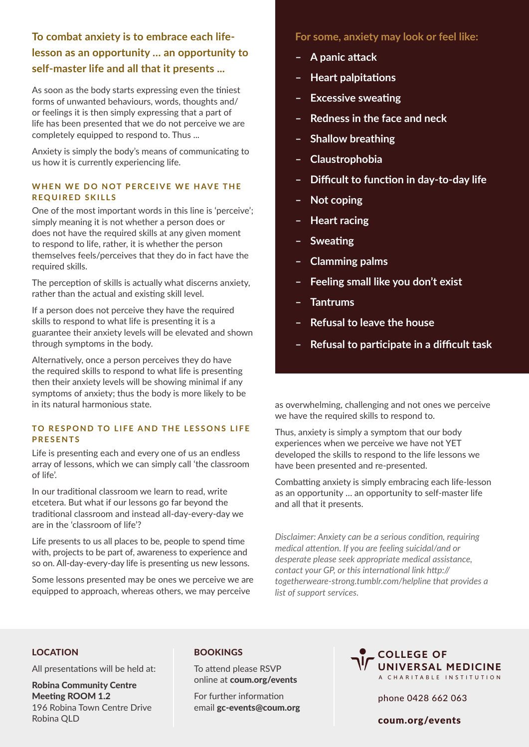## To combat anxiety is to embrace each life-lesson as an opportunity … an opportunity to self-master life and all that it presents …

As soon as the body starts expressing even the tiniest forms of unwanted behaviours, words, thoughts and/or feelings it is then simply expressing that a part of life has been presented that we do not perceive we are completely equipped to respond to. Thus …

Anxiety is simply the body's means of communicating to us how it is currently experiencing life.

### WHEN WE DO NOT PERCEIVE WE HAVE THE REQUIRED SKILLS

One of the most important words in this line is 'perceive'; simply meaning it is not whether a person does or does not have the required skills at any given moment to respond to life, rather, it is whether the person themselves feels/perceives that they do in fact have the required skills.

The perception of skills is actually what discerns anxiety, rather than the actual and existing skill level.

If a person does not perceive they have the required skills to respond to what life is presenting it is a guarantee their anxiety levels will be elevated and shown through symptoms in the body.

Alternatively, once a person perceives they do have the required skills to respond to what life is presenting then their anxiety levels will be showing minimal if any symptoms of anxiety; thus the body is more likely to be in its natural harmonious state.

### TO RESPOND TO LIFE AND THE LESSONS LIFE PRESENTS

Life is presenting each and every one of us an endless array of lessons, which we can simply call 'the classroom of life'.

In our traditional classroom we learn to read, write etcetera. But what if our lessons go far beyond the traditional classroom and instead all-day-every-day we are in the 'classroom of life'?

Life presents to us all places to be, people to spend time with, projects to be part of, awareness to experience and so on. All-day-every-day life is presenting us new lessons.

Some lessons presented may be ones we perceive we are equipped to approach, whereas others, we may perceive as overwhelming, challenging and not ones we perceive we have the required skills to respond to.

Thus, anxiety is simply a symptom that our body experiences when we perceive we have not YET developed the skills to respond to the life lessons we have been presented and re-presented.

Combatting anxiety is simply embracing each life-lesson as an opportunity … an opportunity to self-master life and all that it presents.

### For some, anxiety may look or feel like:

- A panic attack
- Heart palpitations
- Excessive sweating
- Redness in the face and neck
- Shallow breathing
- Claustrophobia
- Difficult to function in day-to-day life
- Not coping
- Heart racing
- Sweating
- Clamming palms
- Feeling small like you don't exist
- Tantrums
- Refusal to leave the house
- Refusal to participate in a difficult task

*Disclaimer: Anxiety can be a serious condition, requiring medical attention. If you are feeling suicidal/and or desperate please seek appropriate medical assistance, contact your GP, or this international link http://togetherweare-strong.tumblr.com/helpline that provides a list of support services.*

**LOCATION**

All presentations will be held at:

**Robina Community Centre**
**Meeting ROOM 1.2**
196 Robina Town Centre Drive
Robina QLD

**BOOKINGS**

To attend please RSVP online at **coum.org/events**

For further information email **gc-events@coum.org**

**COLLEGE OF UNIVERSAL MEDICINE**
A CHARITABLE INSTITUTION

phone 0428 662 063

**coum.org/events**